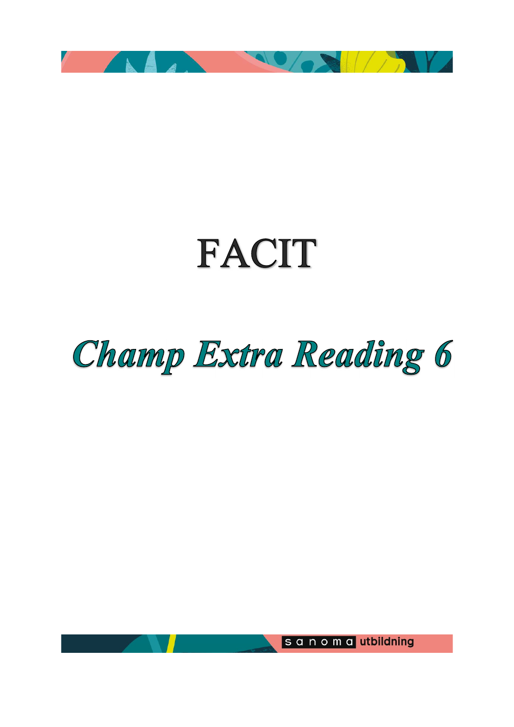# FACIT

## *Champ Extra Reading 6*

sanoma utbildning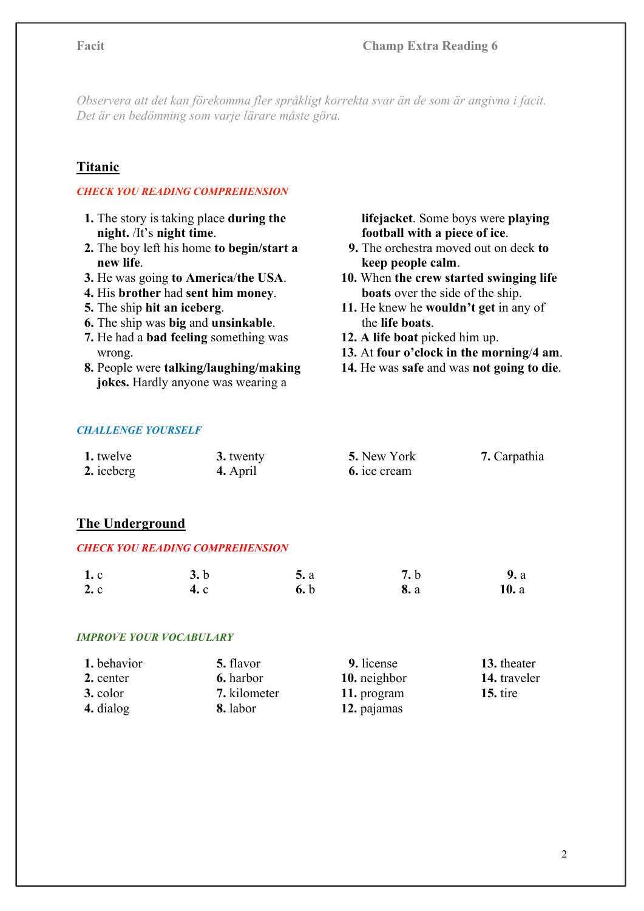*Observera att det kan förekomma fler språkligt korrekta svar än de som är angivna i facit. Det är en bedömning som varje lärare måste göra.*

## Titanic

*CHECK YOU READING COMPREHENSION*

1. The story is taking place **during the night.** /It's **night time**.
2. The boy left his home **to begin/start a new life**.
3. He was going **to America**/**the USA**.
4. His **brother** had **sent him money**.
5. The ship **hit an iceberg**.
6. The ship was **big** and **unsinkable**.
7. He had a **bad feeling** something was wrong.
8. People were **talking/laughing/making jokes.** Hardly anyone was wearing a **lifejacket**. Some boys were **playing football with a piece of ice**.
9. The orchestra moved out on deck **to keep people calm**.
10. When **the crew started swinging life boats** over the side of the ship.
11. He knew he **wouldn't get** in any of the **life boats**.
12. **A life boat** picked him up.
13. At **four o'clock in the morning/4 am**.
14. He was **safe** and was **not going to die**.

*CHALLENGE YOURSELF*

1. twelve
2. iceberg
3. twenty
4. April
5. New York
6. ice cream
7. Carpathia

## The Underground

*CHECK YOU READING COMPREHENSION*

1. c
2. c
3. b
4. c
5. a
6. b
7. b
8. a
9. a
10. a

*IMPROVE YOUR VOCABULARY*

1. behavior
2. center
3. color
4. dialog
5. flavor
6. harbor
7. kilometer
8. labor
9. license
10. neighbor
11. program
12. pajamas
13. theater
14. traveler
15. tire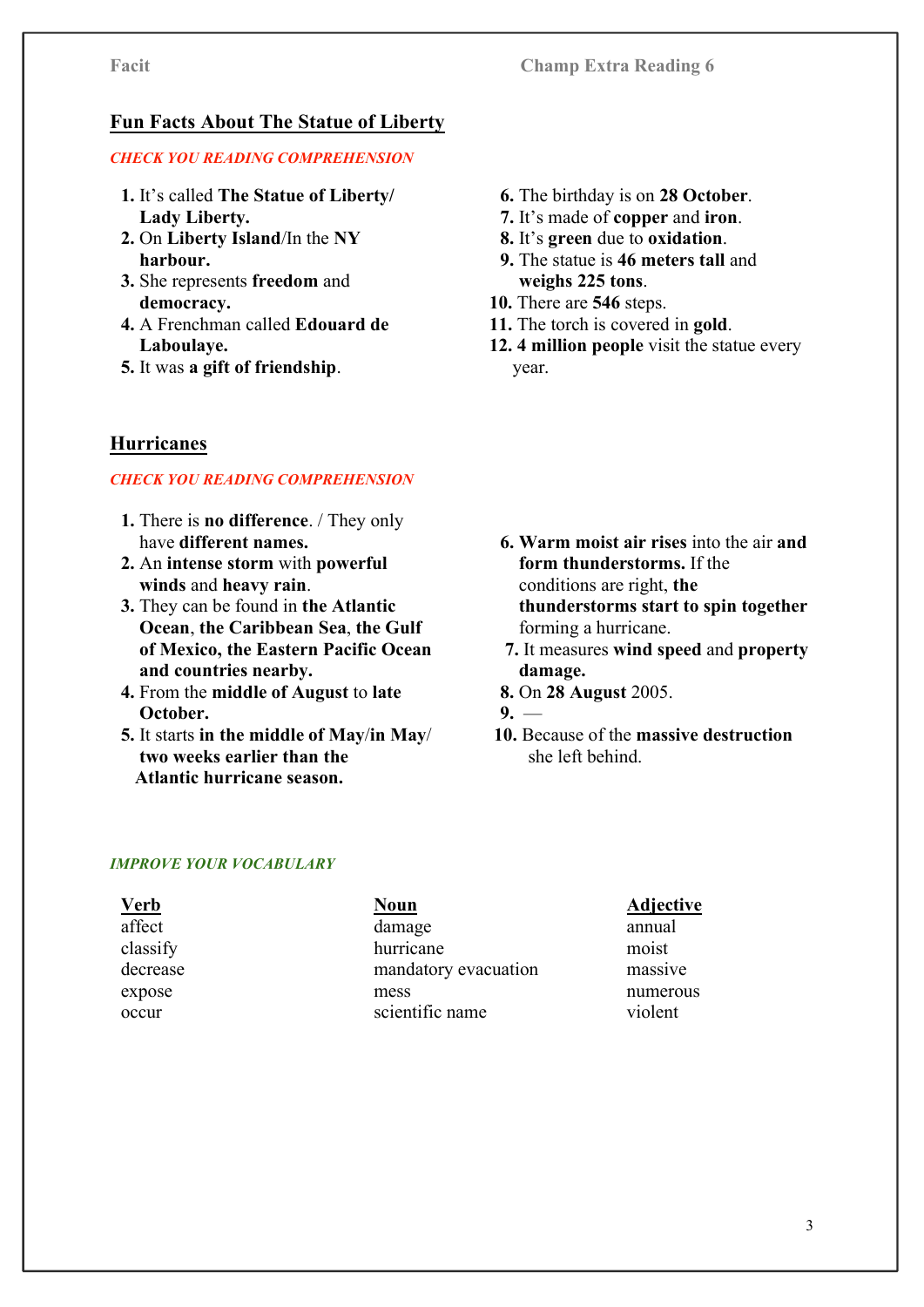## Fun Facts About The Statue of Liberty

*CHECK YOU READING COMPREHENSION*

1. It's called **The Statue of Liberty/ Lady Liberty.**
2. On **Liberty Island**/In the **NY harbour.**
3. She represents **freedom** and **democracy.**
4. A Frenchman called **Edouard de Laboulaye.**
5. It was **a gift of friendship**.
6. The birthday is on **28 October**.
7. It's made of **copper** and **iron**.
8. It's **green** due to **oxidation**.
9. The statue is **46 meters tall** and **weighs 225 tons**.
10. There are **546** steps.
11. The torch is covered in **gold**.
12. **4 million people** visit the statue every year.

## Hurricanes

*CHECK YOU READING COMPREHENSION*

1. There is **no difference**. / They only have **different names.**
2. An **intense storm** with **powerful winds** and **heavy rain**.
3. They can be found in **the Atlantic Ocean**, **the Caribbean Sea**, **the Gulf of Mexico, the Eastern Pacific Ocean and countries nearby.**
4. From the **middle of August** to **late October.**
5. It starts **in the middle of May/in May/ two weeks earlier than the Atlantic hurricane season.**
6. **Warm moist air rises** into the air **and form thunderstorms.** If the conditions are right, **the thunderstorms start to spin together** forming a hurricane.
7. It measures **wind speed** and **property damage.**
8. On **28 August** 2005.
9. —
10. Because of the **massive destruction** she left behind.

*IMPROVE YOUR VOCABULARY*

| Verb | Noun | Adjective |
|---|---|---|
| affect | damage | annual |
| classify | hurricane | moist |
| decrease | mandatory evacuation | massive |
| expose | mess | numerous |
| occur | scientific name | violent |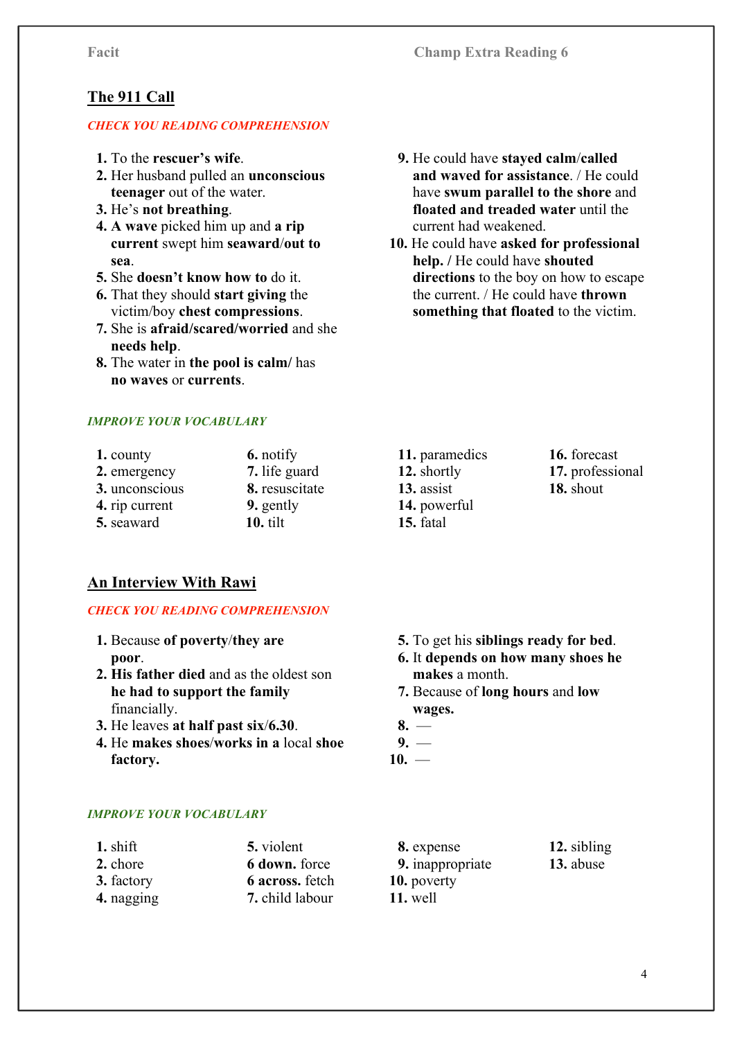## The 911 Call

*CHECK YOU READING COMPREHENSION*

1. To the **rescuer's wife**.
2. Her husband pulled an **unconscious teenager** out of the water.
3. He's **not breathing**.
4. **A wave** picked him up and **a rip current** swept him **seaward**/**out to sea**.
5. She **doesn't know how to** do it.
6. That they should **start giving** the victim/boy **chest compressions**.
7. She is **afraid/scared/worried** and she **needs help**.
8. The water in **the pool is calm/** has **no waves** or **currents**.
9. He could have **stayed calm**/**called and waved for assistance**. / He could have **swum parallel to the shore** and **floated and treaded water** until the current had weakened.
10. He could have **asked for professional help.** / He could have **shouted directions** to the boy on how to escape the current. / He could have **thrown something that floated** to the victim.

*IMPROVE YOUR VOCABULARY*

1. county
2. emergency
3. unconscious
4. rip current
5. seaward
6. notify
7. life guard
8. resuscitate
9. gently
10. tilt
11. paramedics
12. shortly
13. assist
14. powerful
15. fatal
16. forecast
17. professional
18. shout

## An Interview With Rawi

*CHECK YOU READING COMPREHENSION*

1. Because **of poverty/they are poor**.
2. **His father died** and as the oldest son **he had to support the family** financially.
3. He leaves **at half past six/6.30**.
4. He **makes shoes/works in a** local **shoe factory.**
5. To get his **siblings ready for bed**.
6. It **depends on how many shoes he makes** a month.
7. Because of **long hours** and **low wages.**
8. —
9. —
10. —

*IMPROVE YOUR VOCABULARY*

**1.** shift  
**2.** chore  
**3.** factory  
**4.** nagging  
**5.** violent  
**6 down.** force  
**6 across.** fetch  
**7.** child labour  
**8.** expense  
**9.** inappropriate  
**10.** poverty  
**11.** well  
**12.** sibling  
**13.** abuse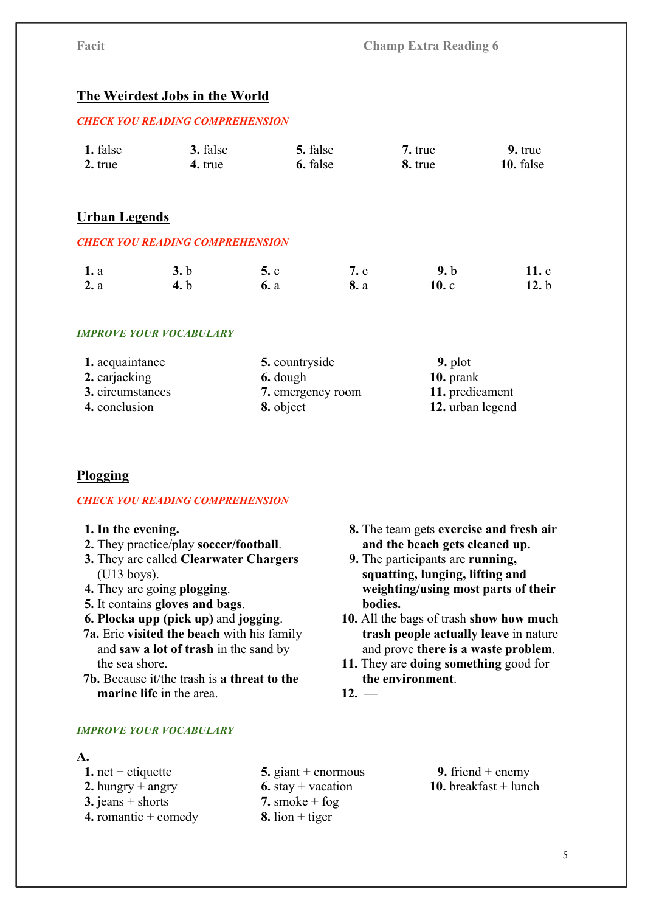## The Weirdest Jobs in the World

*CHECK YOU READING COMPREHENSION*

1. false
2. true
3. false
4. true
5. false
6. false
7. true
8. true
9. true
10. false

## Urban Legends

*CHECK YOU READING COMPREHENSION*

1. a
2. a
3. b
4. b
5. c
6. a
7. c
8. a
9. b
10. c
11. c
12. b

*IMPROVE YOUR VOCABULARY*

1. acquaintance
2. carjacking
3. circumstances
4. conclusion
5. countryside
6. dough
7. emergency room
8. object
9. plot
10. prank
11. predicament
12. urban legend

## Plogging

*CHECK YOU READING COMPREHENSION*

1. **In the evening.**
2. They practice/play **soccer/football**.
3. They are called **Clearwater Chargers** (U13 boys).
4. They are going **plogging**.
5. It contains **gloves and bags**.
6. **Plocka upp (pick up)** and **jogging**.

7a. Eric **visited the beach** with his family and **saw a lot of trash** in the sand by the sea shore.

7b. Because it/the trash is **a threat to the marine life** in the area.

8. The team gets **exercise and fresh air and the beach gets cleaned up.**
9. The participants are **running, squatting, lunging, lifting and weighting/using most parts of their bodies.**
10. All the bags of trash **show how much trash people actually leave** in nature and prove **there is a waste problem**.
11. They are **doing something** good for **the environment**.
12. —

*IMPROVE YOUR VOCABULARY*

**A.**

1. net + etiquette
2. hungry + angry
3. jeans + shorts
4. romantic + comedy
5. giant + enormous
6. stay + vacation
7. smoke + fog
8. lion + tiger
9. friend + enemy
10. breakfast + lunch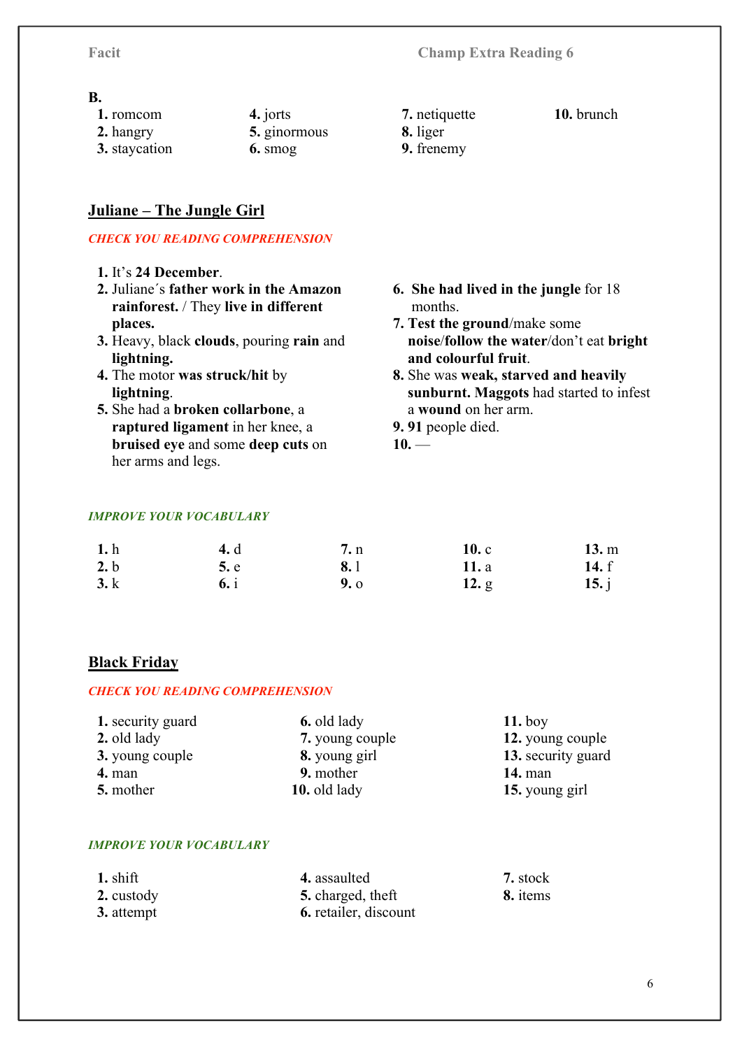**B.**

1. romcom
2. hangry
3. staycation
4. jorts
5. ginormous
6. smog
7. netiquette
8. liger
9. frenemy
10. brunch

## Juliane – The Jungle Girl

*CHECK YOU READING COMPREHENSION*

1. It's **24 December**.
2. Juliane´s **father work in the Amazon rainforest.** / They **live in different places.**
3. Heavy, black **clouds**, pouring **rain** and **lightning.**
4. The motor **was struck/hit** by **lightning**.
5. She had a **broken collarbone**, a **raptured ligament** in her knee, a **bruised eye** and some **deep cuts** on her arms and legs.
6. **She had lived in the jungle** for 18 months.
7. **Test the ground**/make some **noise**/**follow the water**/don't eat **bright and colourful fruit**.
8. She was **weak, starved and heavily sunburnt. Maggots** had started to infest a **wound** on her arm.
9. **91** people died.
10. —

*IMPROVE YOUR VOCABULARY*

1. h
2. b
3. k
4. d
5. e
6. i
7. n
8. l
9. o
10. c
11. a
12. g
13. m
14. f
15. j

## Black Friday

*CHECK YOU READING COMPREHENSION*

1. security guard
2. old lady
3. young couple
4. man
5. mother
6. old lady
7. young couple
8. young girl
9. mother
10. old lady
11. boy
12. young couple
13. security guard
14. man
15. young girl

*IMPROVE YOUR VOCABULARY*

1. shift
2. custody
3. attempt
4. assaulted
5. charged, theft
6. retailer, discount
7. stock
8. items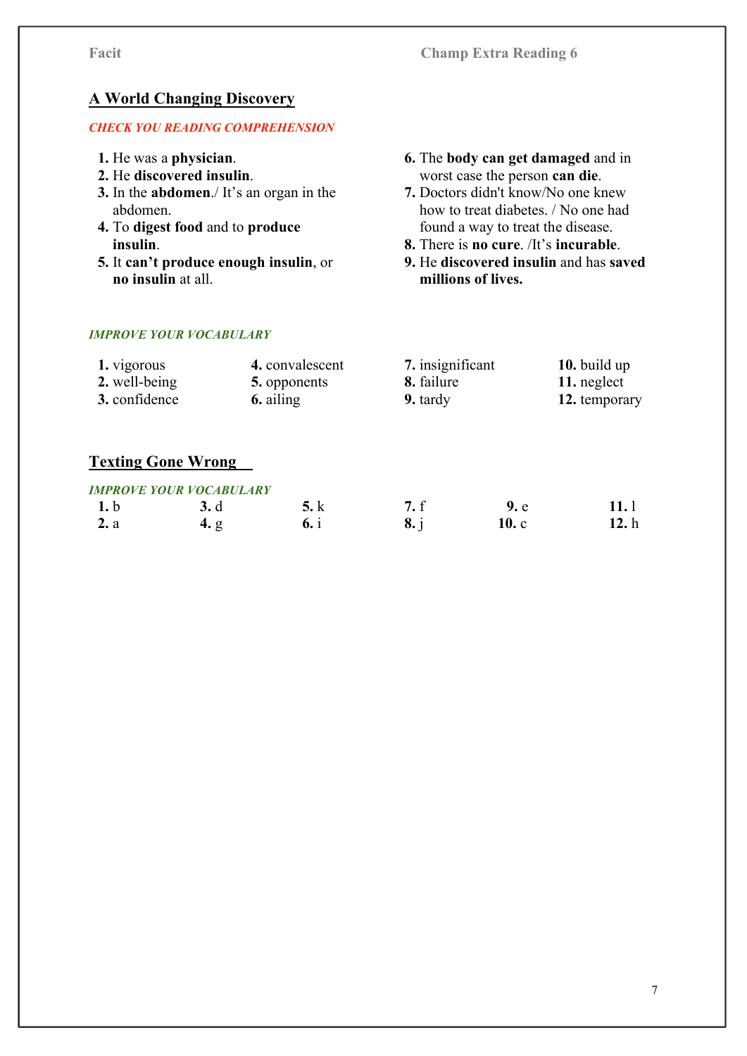## A World Changing Discovery

*CHECK YOU READING COMPREHENSION*

1. He was a **physician**.
2. He **discovered insulin**.
3. In the **abdomen**./ It's an organ in the abdomen.
4. To **digest food** and to **produce insulin**.
5. It **can't produce enough insulin**, or **no insulin** at all.
6. The **body can get damaged** and in worst case the person **can die**.
7. Doctors didn't know/No one knew how to treat diabetes. / No one had found a way to treat the disease.
8. There is **no cure**. /It's **incurable**.
9. He **discovered insulin** and has **saved millions of lives.**

*IMPROVE YOUR VOCABULARY*

| | | | |
|---|---|---|---|
| **1.** vigorous | **4.** convalescent | **7.** insignificant | **10.** build up |
| **2.** well-being | **5.** opponents | **8.** failure | **11.** neglect |
| **3.** confidence | **6.** ailing | **9.** tardy | **12.** temporary |

## Texting Gone Wrong

*IMPROVE YOUR VOCABULARY*

| | | | | | |
|---|---|---|---|---|---|
| **1.** b | **3.** d | **5.** k | **7.** f | **9.** e | **11.** l |
| **2.** a | **4.** g | **6.** i | **8.** j | **10.** c | **12.** h |